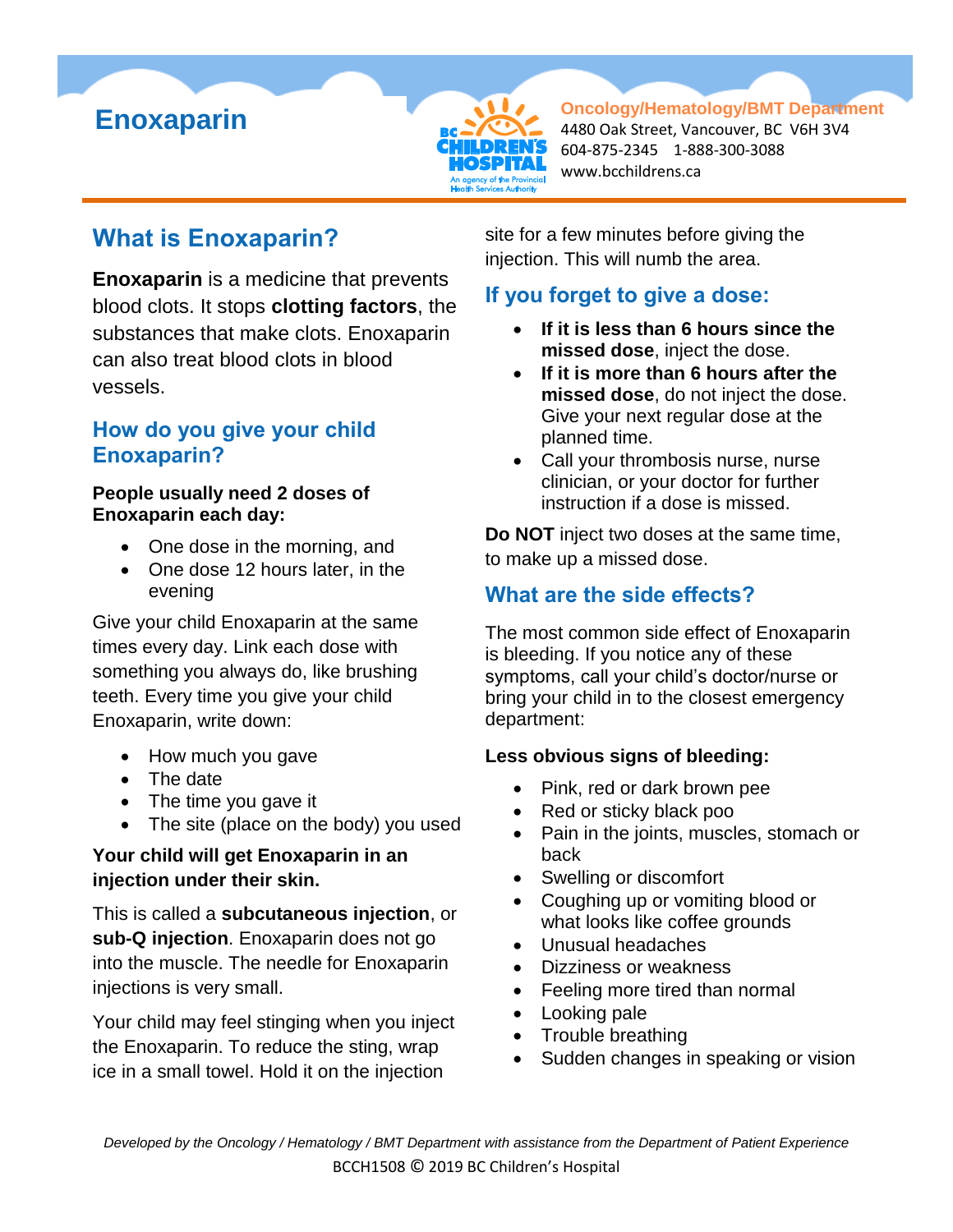# Enoxaparin

**Oncology/Hematology/BMT Department**
4480 Oak Street, Vancouver, BC V6H 3V4
604-875-2345 1-888-300-3088
www.bcchildrens.ca

## What is Enoxaparin?

**Enoxaparin** is a medicine that prevents blood clots. It stops **clotting factors**, the substances that make clots. Enoxaparin can also treat blood clots in blood vessels.

## How do you give your child Enoxaparin?

**People usually need 2 doses of Enoxaparin each day:**

- One dose in the morning, and
- One dose 12 hours later, in the evening

Give your child Enoxaparin at the same times every day. Link each dose with something you always do, like brushing teeth. Every time you give your child Enoxaparin, write down:

- How much you gave
- The date
- The time you gave it
- The site (place on the body) you used

**Your child will get Enoxaparin in an injection under their skin.**

This is called a **subcutaneous injection**, or **sub-Q injection**. Enoxaparin does not go into the muscle. The needle for Enoxaparin injections is very small.

Your child may feel stinging when you inject the Enoxaparin. To reduce the sting, wrap ice in a small towel. Hold it on the injection site for a few minutes before giving the injection. This will numb the area.

## If you forget to give a dose:

- **If it is less than 6 hours since the missed dose**, inject the dose.
- **If it is more than 6 hours after the missed dose**, do not inject the dose. Give your next regular dose at the planned time.
- Call your thrombosis nurse, nurse clinician, or your doctor for further instruction if a dose is missed.

**Do NOT** inject two doses at the same time, to make up a missed dose.

## What are the side effects?

The most common side effect of Enoxaparin is bleeding. If you notice any of these symptoms, call your child's doctor/nurse or bring your child in to the closest emergency department:

**Less obvious signs of bleeding:**

- Pink, red or dark brown pee
- Red or sticky black poo
- Pain in the joints, muscles, stomach or back
- Swelling or discomfort
- Coughing up or vomiting blood or what looks like coffee grounds
- Unusual headaches
- Dizziness or weakness
- Feeling more tired than normal
- Looking pale
- Trouble breathing
- Sudden changes in speaking or vision

*Developed by the Oncology / Hematology / BMT Department with assistance from the Department of Patient Experience*

BCCH1508 © 2019 BC Children's Hospital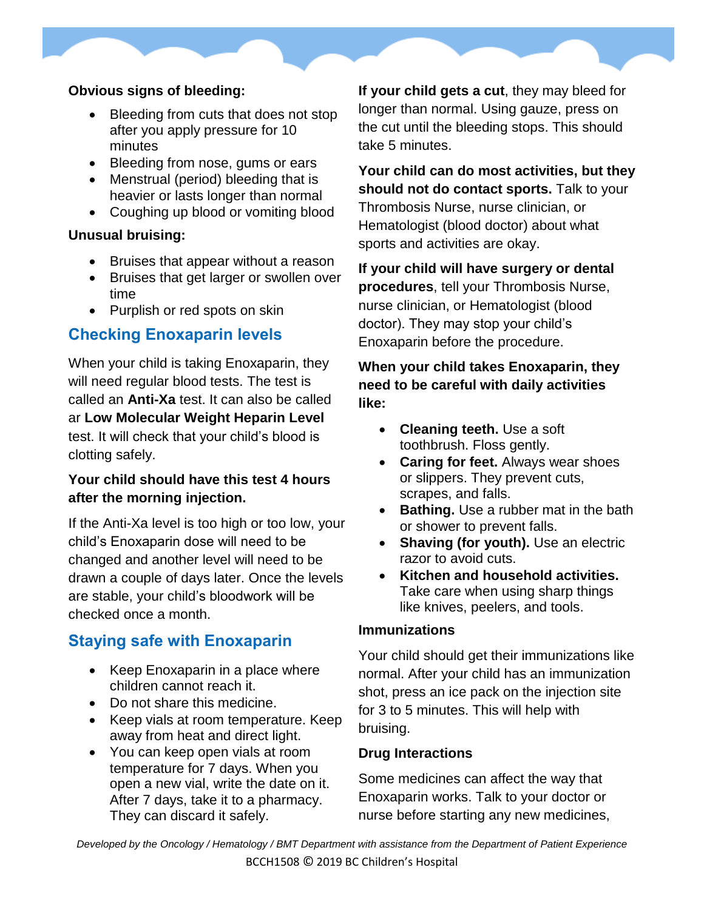**Obvious signs of bleeding:**

- Bleeding from cuts that does not stop after you apply pressure for 10 minutes
- Bleeding from nose, gums or ears
- Menstrual (period) bleeding that is heavier or lasts longer than normal
- Coughing up blood or vomiting blood

**Unusual bruising:**

- Bruises that appear without a reason
- Bruises that get larger or swollen over time
- Purplish or red spots on skin

## Checking Enoxaparin levels

When your child is taking Enoxaparin, they will need regular blood tests. The test is called an **Anti-Xa** test. It can also be called ar **Low Molecular Weight Heparin Level** test. It will check that your child's blood is clotting safely.

**Your child should have this test 4 hours after the morning injection.**

If the Anti-Xa level is too high or too low, your child's Enoxaparin dose will need to be changed and another level will need to be drawn a couple of days later. Once the levels are stable, your child's bloodwork will be checked once a month.

## Staying safe with Enoxaparin

- Keep Enoxaparin in a place where children cannot reach it.
- Do not share this medicine.
- Keep vials at room temperature. Keep away from heat and direct light.
- You can keep open vials at room temperature for 7 days. When you open a new vial, write the date on it. After 7 days, take it to a pharmacy. They can discard it safely.

**If your child gets a cut**, they may bleed for longer than normal. Using gauze, press on the cut until the bleeding stops. This should take 5 minutes.

**Your child can do most activities, but they should not do contact sports.** Talk to your Thrombosis Nurse, nurse clinician, or Hematologist (blood doctor) about what sports and activities are okay.

**If your child will have surgery or dental procedures**, tell your Thrombosis Nurse, nurse clinician, or Hematologist (blood doctor). They may stop your child's Enoxaparin before the procedure.

**When your child takes Enoxaparin, they need to be careful with daily activities like:**

- **Cleaning teeth.** Use a soft toothbrush. Floss gently.
- **Caring for feet.** Always wear shoes or slippers. They prevent cuts, scrapes, and falls.
- **Bathing.** Use a rubber mat in the bath or shower to prevent falls.
- **Shaving (for youth).** Use an electric razor to avoid cuts.
- **Kitchen and household activities.** Take care when using sharp things like knives, peelers, and tools.

**Immunizations**

Your child should get their immunizations like normal. After your child has an immunization shot, press an ice pack on the injection site for 3 to 5 minutes. This will help with bruising.

**Drug Interactions**

Some medicines can affect the way that Enoxaparin works. Talk to your doctor or nurse before starting any new medicines,

*Developed by the Oncology / Hematology / BMT Department with assistance from the Department of Patient Experience*

BCCH1508 © 2019 BC Children's Hospital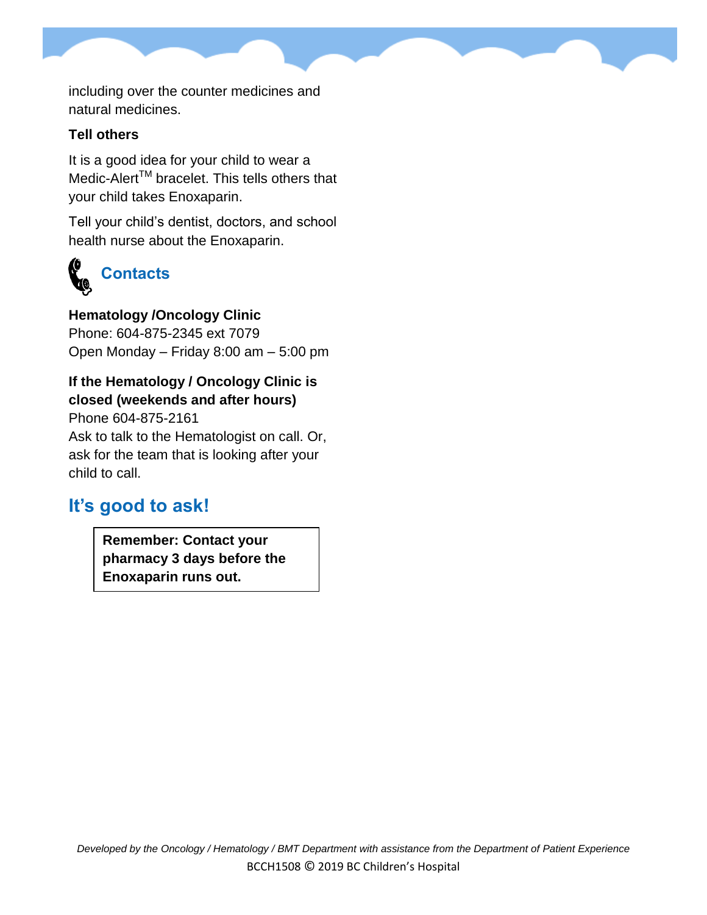including over the counter medicines and natural medicines.

**Tell others**

It is a good idea for your child to wear a Medic-Alert™ bracelet. This tells others that your child takes Enoxaparin.

Tell your child's dentist, doctors, and school health nurse about the Enoxaparin.

## Contacts

**Hematology /Oncology Clinic**
Phone: 604-875-2345 ext 7079
Open Monday – Friday 8:00 am – 5:00 pm

**If the Hematology / Oncology Clinic is closed (weekends and after hours)**
Phone 604-875-2161
Ask to talk to the Hematologist on call. Or, ask for the team that is looking after your child to call.

## It's good to ask!

**Remember: Contact your pharmacy 3 days before the Enoxaparin runs out.**

*Developed by the Oncology / Hematology / BMT Department with assistance from the Department of Patient Experience*

BCCH1508 © 2019 BC Children's Hospital